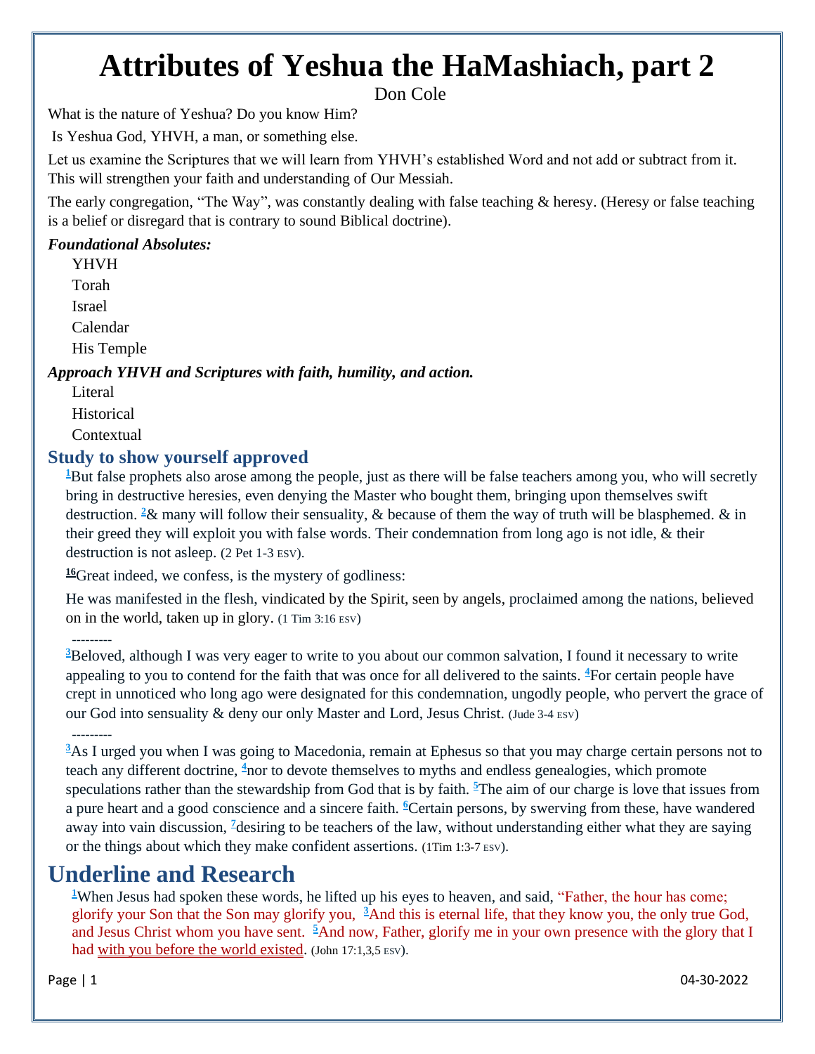# Attributes of Yeshua the HaMashiach, part 2

Don Cole

What is the nature of Yeshua? Do you know Him?

Is Yeshua God, YHVH, a man, or something else.

Let us examine the Scriptures that we will learn from YHVH's established Word and not add or subtract from it. This will strengthen your faith and understanding of Our Messiah.

The early congregation, "The Way", was constantly dealing with false teaching & heresy. (Heresy or false teaching is a belief or disregard that is contrary to sound Biblical doctrine).

***Foundational Absolutes:***

YHVH
Torah
Israel
Calendar
His Temple

***Approach YHVH and Scriptures with faith, humility, and action.***

Literal
Historical
Contextual

## Study to show yourself approved

[1]But false prophets also arose among the people, just as there will be false teachers among you, who will secretly bring in destructive heresies, even denying the Master who bought them, bringing upon themselves swift destruction. [2]& many will follow their sensuality, & because of them the way of truth will be blasphemed. & in their greed they will exploit you with false words. Their condemnation from long ago is not idle, & their destruction is not asleep. (2 Pet 1-3 ESV).

[16]Great indeed, we confess, is the mystery of godliness:

He was manifested in the flesh, vindicated by the Spirit, seen by angels, proclaimed among the nations, believed on in the world, taken up in glory. (1 Tim 3:16 ESV)

---------

[3]Beloved, although I was very eager to write to you about our common salvation, I found it necessary to write appealing to you to contend for the faith that was once for all delivered to the saints. [4]For certain people have crept in unnoticed who long ago were designated for this condemnation, ungodly people, who pervert the grace of our God into sensuality & deny our only Master and Lord, Jesus Christ. (Jude 3-4 ESV)

---------

[3]As I urged you when I was going to Macedonia, remain at Ephesus so that you may charge certain persons not to teach any different doctrine, [4]nor to devote themselves to myths and endless genealogies, which promote speculations rather than the stewardship from God that is by faith. [5]The aim of our charge is love that issues from a pure heart and a good conscience and a sincere faith. [6]Certain persons, by swerving from these, have wandered away into vain discussion, [7]desiring to be teachers of the law, without understanding either what they are saying or the things about which they make confident assertions. (1Tim 1:3-7 ESV).

# Underline and Research

[1]When Jesus had spoken these words, he lifted up his eyes to heaven, and said, "Father, the hour has come; glorify your Son that the Son may glorify you, [3]And this is eternal life, that they know you, the only true God, and Jesus Christ whom you have sent. [5]And now, Father, glorify me in your own presence with the glory that I had <u>with you before the world existed</u>. (John 17:1,3,5 ESV).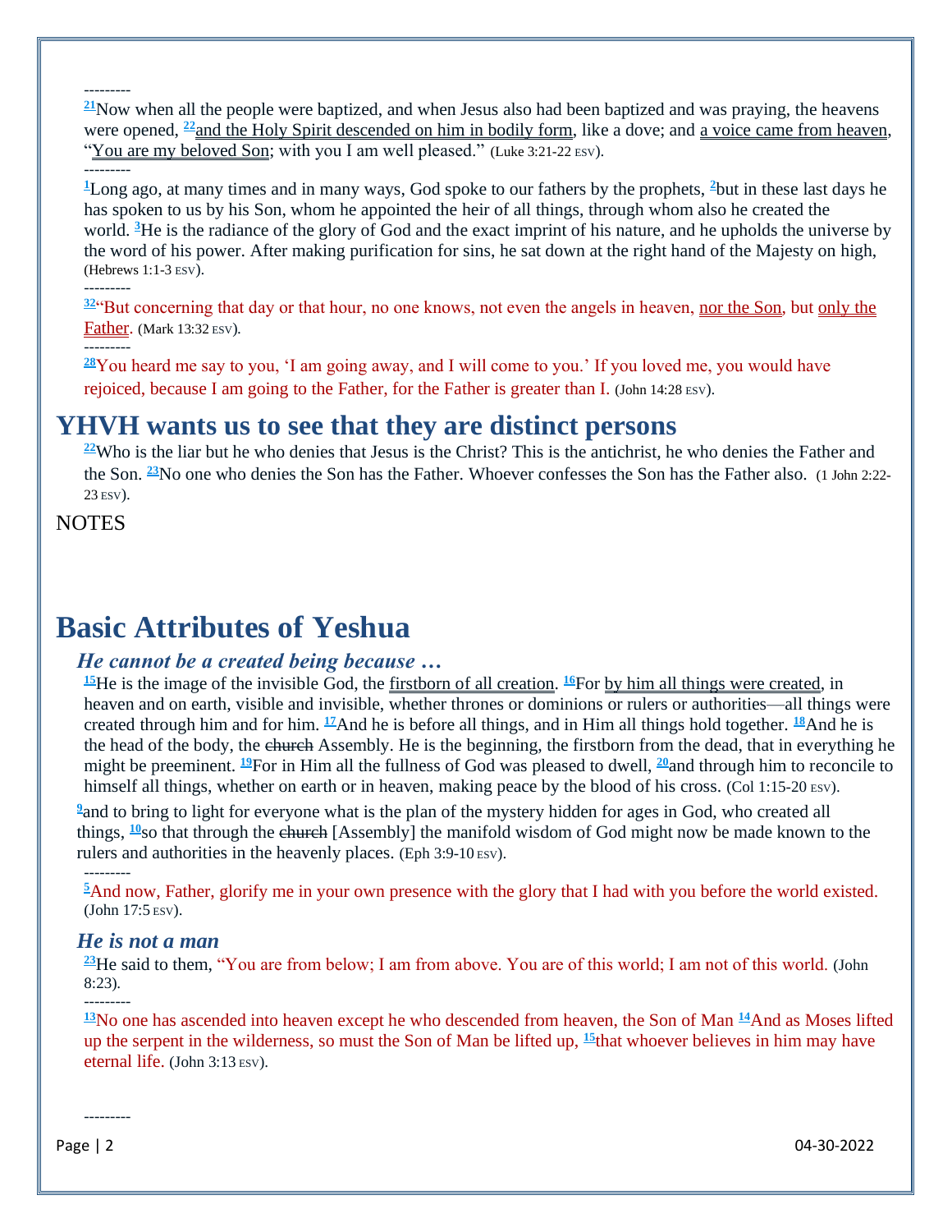---------

[21]Now when all the people were baptized, and when Jesus also had been baptized and was praying, the heavens were opened, [22]and the Holy Spirit descended on him in bodily form, like a dove; and a voice came from heaven, "You are my beloved Son; with you I am well pleased." (Luke 3:21-22 ESV).

---------

[1]Long ago, at many times and in many ways, God spoke to our fathers by the prophets, [2]but in these last days he has spoken to us by his Son, whom he appointed the heir of all things, through whom also he created the world. [3]He is the radiance of the glory of God and the exact imprint of his nature, and he upholds the universe by the word of his power. After making purification for sins, he sat down at the right hand of the Majesty on high, (Hebrews 1:1-3 ESV).

---------

[32]"But concerning that day or that hour, no one knows, not even the angels in heaven, nor the Son, but only the Father. (Mark 13:32 ESV).

---------

[28]You heard me say to you, 'I am going away, and I will come to you.' If you loved me, you would have rejoiced, because I am going to the Father, for the Father is greater than I. (John 14:28 ESV).

## YHVH wants us to see that they are distinct persons

[22]Who is the liar but he who denies that Jesus is the Christ? This is the antichrist, he who denies the Father and the Son. [23]No one who denies the Son has the Father. Whoever confesses the Son has the Father also. (1 John 2:22-23 ESV).

NOTES

# Basic Attributes of Yeshua

### *He cannot be a created being because …*

[15]He is the image of the invisible God, the firstborn of all creation. [16]For by him all things were created, in heaven and on earth, visible and invisible, whether thrones or dominions or rulers or authorities—all things were created through him and for him. [17]And he is before all things, and in Him all things hold together. [18]And he is the head of the body, the ~~church~~ Assembly. He is the beginning, the firstborn from the dead, that in everything he might be preeminent. [19]For in Him all the fullness of God was pleased to dwell, [20]and through him to reconcile to himself all things, whether on earth or in heaven, making peace by the blood of his cross. (Col 1:15-20 ESV).

[9]and to bring to light for everyone what is the plan of the mystery hidden for ages in God, who created all things, [10]so that through the ~~church~~ [Assembly] the manifold wisdom of God might now be made known to the rulers and authorities in the heavenly places. (Eph 3:9-10 ESV).

---------

[5]And now, Father, glorify me in your own presence with the glory that I had with you before the world existed. (John 17:5 ESV).

### *He is not a man*

[23]He said to them, "You are from below; I am from above. You are of this world; I am not of this world. (John 8:23).

---------

[13]No one has ascended into heaven except he who descended from heaven, the Son of Man [14]And as Moses lifted up the serpent in the wilderness, so must the Son of Man be lifted up, [15]that whoever believes in him may have eternal life. (John 3:13 ESV).

---------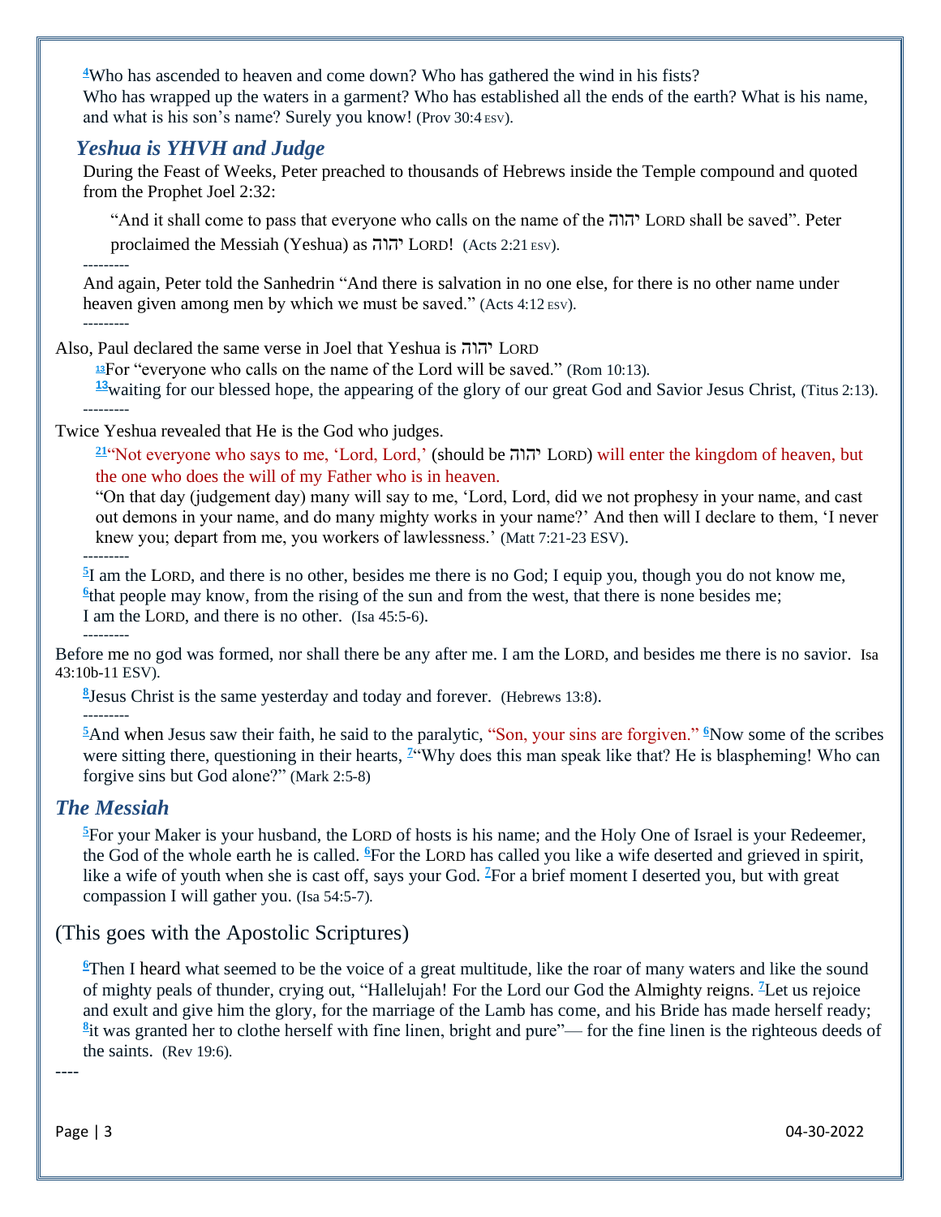[4]Who has ascended to heaven and come down? Who has gathered the wind in his fists?
Who has wrapped up the waters in a garment? Who has established all the ends of the earth? What is his name, and what is his son's name? Surely you know! (Prov 30:4 ESV).

## *Yeshua is YHVH and Judge*

During the Feast of Weeks, Peter preached to thousands of Hebrews inside the Temple compound and quoted from the Prophet Joel 2:32:

> "And it shall come to pass that everyone who calls on the name of the יהוה LORD shall be saved". Peter proclaimed the Messiah (Yeshua) as יהוה LORD! (Acts 2:21 ESV).

---------

And again, Peter told the Sanhedrin "And there is salvation in no one else, for there is no other name under heaven given among men by which we must be saved." (Acts 4:12 ESV).

---------

Also, Paul declared the same verse in Joel that Yeshua is יהוה LORD

[13]For "everyone who calls on the name of the Lord will be saved." (Rom 10:13).
[13]waiting for our blessed hope, the appearing of the glory of our great God and Savior Jesus Christ, (Titus 2:13).

---------

Twice Yeshua revealed that He is the God who judges.

[21]"Not everyone who says to me, 'Lord, Lord,' (should be יהוה LORD) will enter the kingdom of heaven, but the one who does the will of my Father who is in heaven.
"On that day (judgement day) many will say to me, 'Lord, Lord, did we not prophesy in your name, and cast out demons in your name, and do many mighty works in your name?' And then will I declare to them, 'I never knew you; depart from me, you workers of lawlessness.' (Matt 7:21-23 ESV).

---------

[5]I am the LORD, and there is no other, besides me there is no God; I equip you, though you do not know me,
[6]that people may know, from the rising of the sun and from the west, that there is none besides me;
I am the LORD, and there is no other. (Isa 45:5-6).

---------

Before me no god was formed, nor shall there be any after me. I am the LORD, and besides me there is no savior. Isa 43:10b-11 ESV).

[8]Jesus Christ is the same yesterday and today and forever. (Hebrews 13:8).

---------

[5]And when Jesus saw their faith, he said to the paralytic, "Son, your sins are forgiven." [6]Now some of the scribes were sitting there, questioning in their hearts, [7]"Why does this man speak like that? He is blaspheming! Who can forgive sins but God alone?" (Mark 2:5-8)

## *The Messiah*

[5]For your Maker is your husband, the LORD of hosts is his name; and the Holy One of Israel is your Redeemer, the God of the whole earth he is called. [6]For the LORD has called you like a wife deserted and grieved in spirit, like a wife of youth when she is cast off, says your God. [7]For a brief moment I deserted you, but with great compassion I will gather you. (Isa 54:5-7).

(This goes with the Apostolic Scriptures)

[6]Then I heard what seemed to be the voice of a great multitude, like the roar of many waters and like the sound of mighty peals of thunder, crying out, "Hallelujah! For the Lord our God the Almighty reigns. [7]Let us rejoice and exult and give him the glory, for the marriage of the Lamb has come, and his Bride has made herself ready; [8]it was granted her to clothe herself with fine linen, bright and pure"— for the fine linen is the righteous deeds of the saints. (Rev 19:6).

----

04-30-2022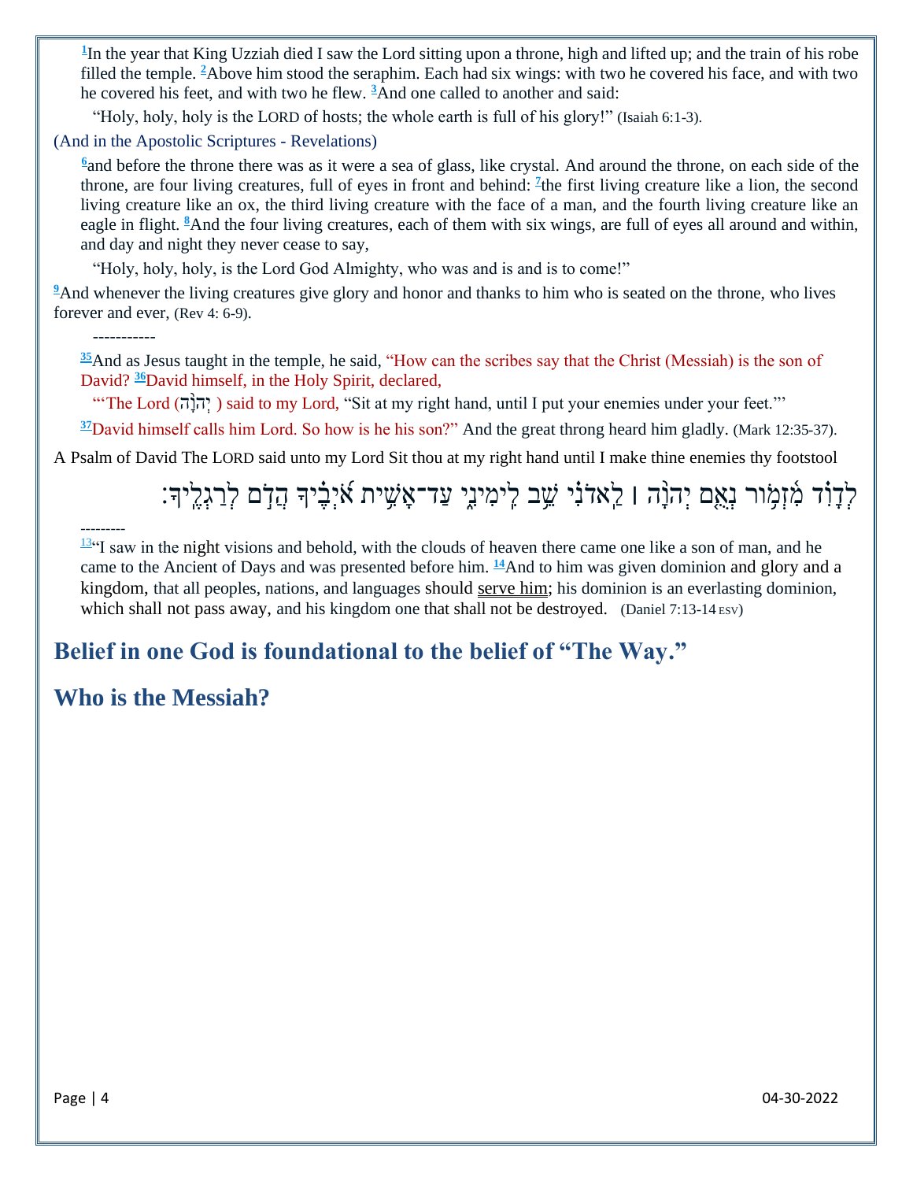[1]In the year that King Uzziah died I saw the Lord sitting upon a throne, high and lifted up; and the train of his robe filled the temple. [2]Above him stood the seraphim. Each had six wings: with two he covered his face, and with two he covered his feet, and with two he flew. [3]And one called to another and said:

"Holy, holy, holy is the LORD of hosts; the whole earth is full of his glory!" (Isaiah 6:1-3).

(And in the Apostolic Scriptures - Revelations)

[6]and before the throne there was as it were a sea of glass, like crystal. And around the throne, on each side of the throne, are four living creatures, full of eyes in front and behind: [7]the first living creature like a lion, the second living creature like an ox, the third living creature with the face of a man, and the fourth living creature like an eagle in flight. [8]And the four living creatures, each of them with six wings, are full of eyes all around and within, and day and night they never cease to say,

"Holy, holy, holy, is the Lord God Almighty, who was and is and is to come!"

[9]And whenever the living creatures give glory and honor and thanks to him who is seated on the throne, who lives forever and ever, (Rev 4: 6-9).

-----------

[35]And as Jesus taught in the temple, he said, "How can the scribes say that the Christ (Messiah) is the son of David? [36]David himself, in the Holy Spirit, declared,

"'The Lord (יְהוָ֨ה ) said to my Lord, "Sit at my right hand, until I put your enemies under your feet."'

[37]David himself calls him Lord. So how is he his son?" And the great throng heard him gladly. (Mark 12:35-37).

A Psalm of David The LORD said unto my Lord Sit thou at my right hand until I make thine enemies thy footstool

לְדָוִ֗ד מִ֫זְמ֥וֹר נְאֻ֤ם יְהוָ֨ה ׀ לַֽאדֹנִ֗י שֵׁ֥ב לִֽימִינִ֑י עַד־אָשִׁ֥ית אֹ֝יְבֶ֗יךָ הֲדֹ֣ם לְרַגְלֶֽיךָ׃

---------

[13]"I saw in the night visions and behold, with the clouds of heaven there came one like a son of man, and he came to the Ancient of Days and was presented before him. [14]And to him was given dominion and glory and a kingdom, that all peoples, nations, and languages should serve him; his dominion is an everlasting dominion, which shall not pass away, and his kingdom one that shall not be destroyed. (Daniel 7:13-14 ESV)

## Belief in one God is foundational to the belief of "The Way."

## Who is the Messiah?